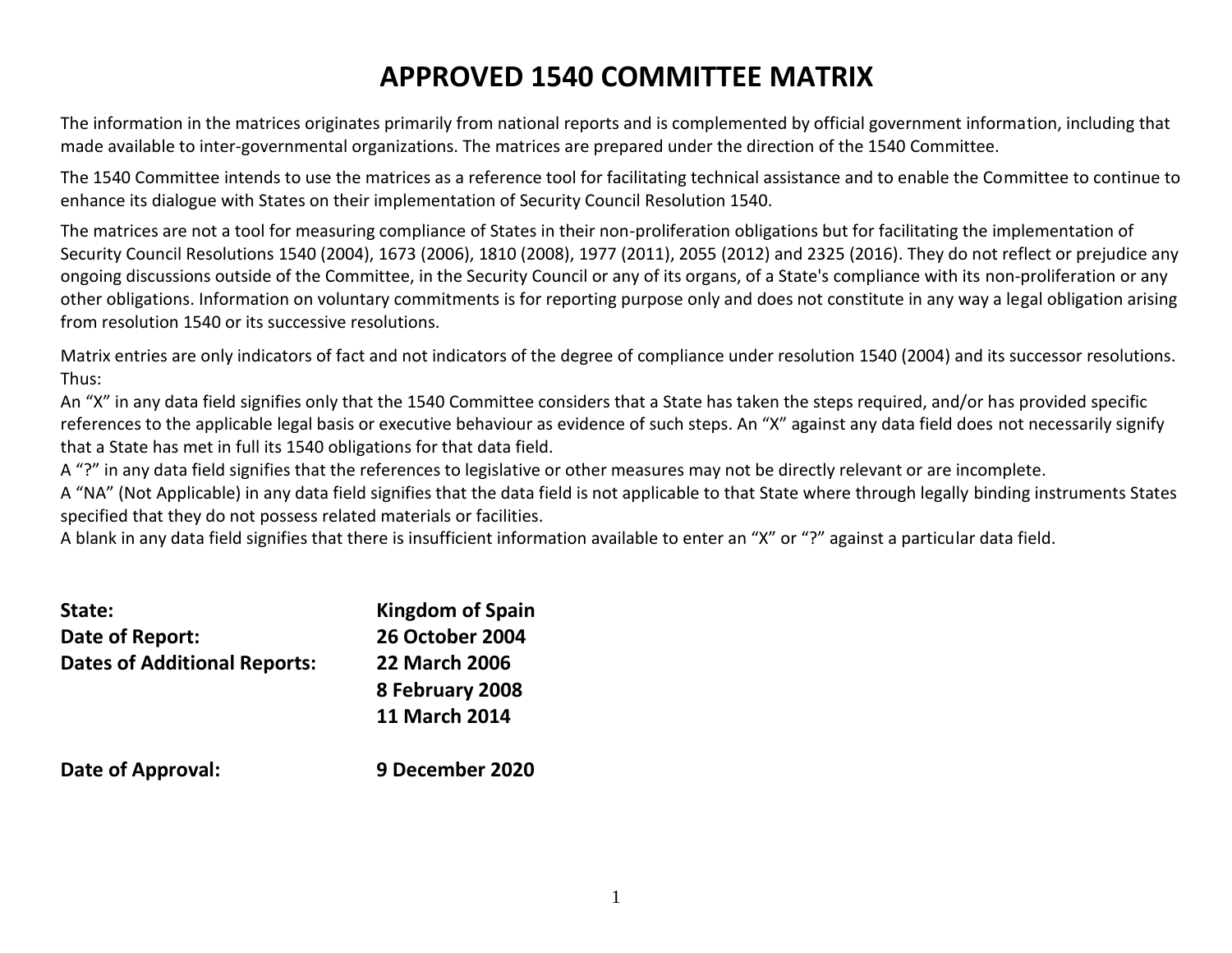# APPROVED 1540 COMMITTEE MATRIX

The information in the matrices originates primarily from national reports and is complemented by official government information, including that made available to inter-governmental organizations. The matrices are prepared under the direction of the 1540 Committee.

The 1540 Committee intends to use the matrices as a reference tool for facilitating technical assistance and to enable the Committee to continue to enhance its dialogue with States on their implementation of Security Council Resolution 1540.

The matrices are not a tool for measuring compliance of States in their non-proliferation obligations but for facilitating the implementation of Security Council Resolutions 1540 (2004), 1673 (2006), 1810 (2008), 1977 (2011), 2055 (2012) and 2325 (2016). They do not reflect or prejudice any ongoing discussions outside of the Committee, in the Security Council or any of its organs, of a State's compliance with its non-proliferation or any other obligations. Information on voluntary commitments is for reporting purpose only and does not constitute in any way a legal obligation arising from resolution 1540 or its successive resolutions.

Matrix entries are only indicators of fact and not indicators of the degree of compliance under resolution 1540 (2004) and its successor resolutions. Thus:

An "X" in any data field signifies only that the 1540 Committee considers that a State has taken the steps required, and/or has provided specific references to the applicable legal basis or executive behaviour as evidence of such steps. An "X" against any data field does not necessarily signify that a State has met in full its 1540 obligations for that data field.

A "?" in any data field signifies that the references to legislative or other measures may not be directly relevant or are incomplete.

A "NA" (Not Applicable) in any data field signifies that the data field is not applicable to that State where through legally binding instruments States specified that they do not possess related materials or facilities.

A blank in any data field signifies that there is insufficient information available to enter an "X" or "?" against a particular data field.

**State:** **Kingdom of Spain**

**Date of Report:** **26 October 2004**

**Dates of Additional Reports:** **22 March 2006**
**8 February 2008**
**11 March 2014**

**Date of Approval:** **9 December 2020**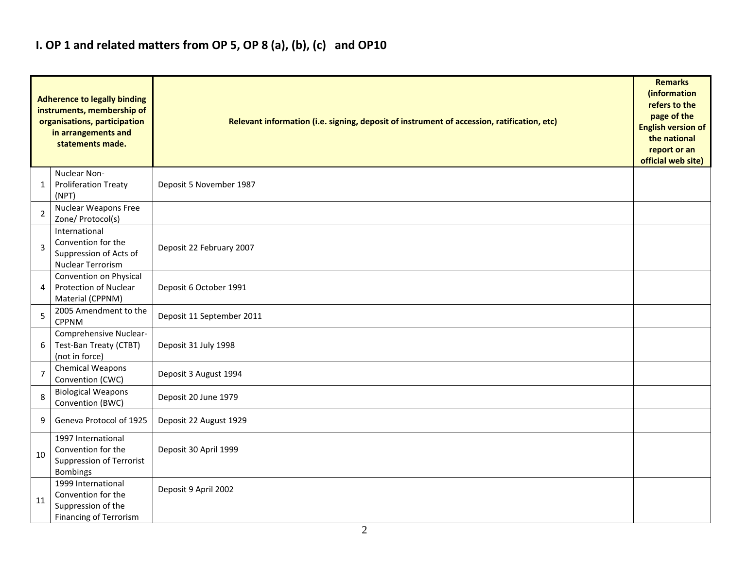## I. OP 1 and related matters from OP 5, OP 8 (a), (b), (c) and OP10

| | Adherence to legally binding instruments, membership of organisations, participation in arrangements and statements made. | Relevant information (i.e. signing, deposit of instrument of accession, ratification, etc) | Remarks (information refers to the page of the English version of the national report or an official web site) |
|---|---|---|---|
| 1 | Nuclear Non-Proliferation Treaty (NPT) | Deposit 5 November 1987 | |
| 2 | Nuclear Weapons Free Zone/ Protocol(s) | | |
| 3 | International Convention for the Suppression of Acts of Nuclear Terrorism | Deposit 22 February 2007 | |
| 4 | Convention on Physical Protection of Nuclear Material (CPPNM) | Deposit 6 October 1991 | |
| 5 | 2005 Amendment to the CPPNM | Deposit 11 September 2011 | |
| 6 | Comprehensive Nuclear-Test-Ban Treaty (CTBT) (not in force) | Deposit 31 July 1998 | |
| 7 | Chemical Weapons Convention (CWC) | Deposit 3 August 1994 | |
| 8 | Biological Weapons Convention (BWC) | Deposit 20 June 1979 | |
| 9 | Geneva Protocol of 1925 | Deposit 22 August 1929 | |
| 10 | 1997 International Convention for the Suppression of Terrorist Bombings | Deposit 30 April 1999 | |
| 11 | 1999 International Convention for the Suppression of the Financing of Terrorism | Deposit 9 April 2002 | |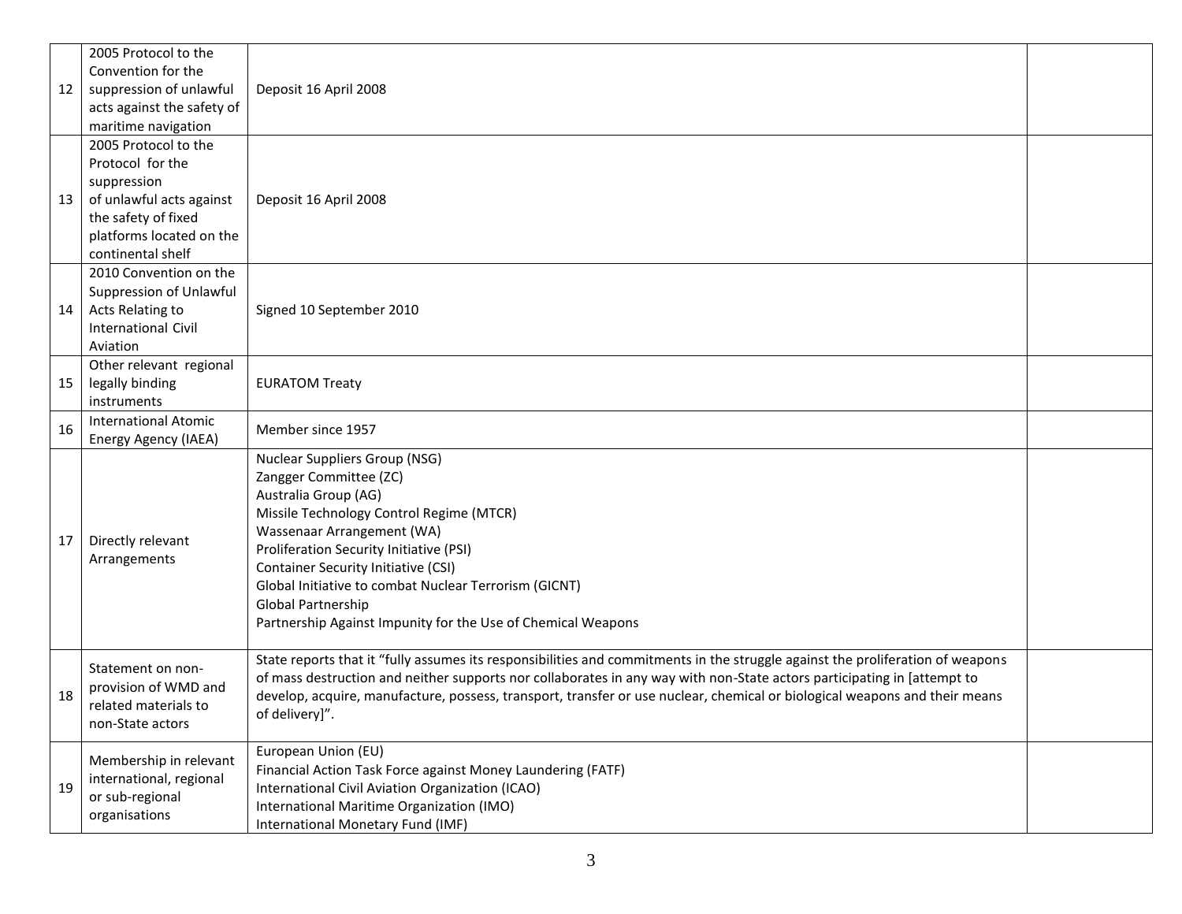| | | | |
|---|---|---|---|
| 12 | 2005 Protocol to the Convention for the suppression of unlawful acts against the safety of maritime navigation | Deposit 16 April 2008 | |
| 13 | 2005 Protocol to the Protocol for the suppression of unlawful acts against the safety of fixed platforms located on the continental shelf | Deposit 16 April 2008 | |
| 14 | 2010 Convention on the Suppression of Unlawful Acts Relating to International Civil Aviation | Signed 10 September 2010 | |
| 15 | Other relevant regional legally binding instruments | EURATOM Treaty | |
| 16 | International Atomic Energy Agency (IAEA) | Member since 1957 | |
| 17 | Directly relevant Arrangements | Nuclear Suppliers Group (NSG)<br>Zangger Committee (ZC)<br>Australia Group (AG)<br>Missile Technology Control Regime (MTCR)<br>Wassenaar Arrangement (WA)<br>Proliferation Security Initiative (PSI)<br>Container Security Initiative (CSI)<br>Global Initiative to combat Nuclear Terrorism (GICNT)<br>Global Partnership<br>Partnership Against Impunity for the Use of Chemical Weapons | |
| 18 | Statement on non-provision of WMD and related materials to non-State actors | State reports that it "fully assumes its responsibilities and commitments in the struggle against the proliferation of weapons of mass destruction and neither supports nor collaborates in any way with non-State actors participating in [attempt to develop, acquire, manufacture, possess, transport, transfer or use nuclear, chemical or biological weapons and their means of delivery]". | |
| 19 | Membership in relevant international, regional or sub-regional organisations | European Union (EU)<br>Financial Action Task Force against Money Laundering (FATF)<br>International Civil Aviation Organization (ICAO)<br>International Maritime Organization (IMO)<br>International Monetary Fund (IMF) | |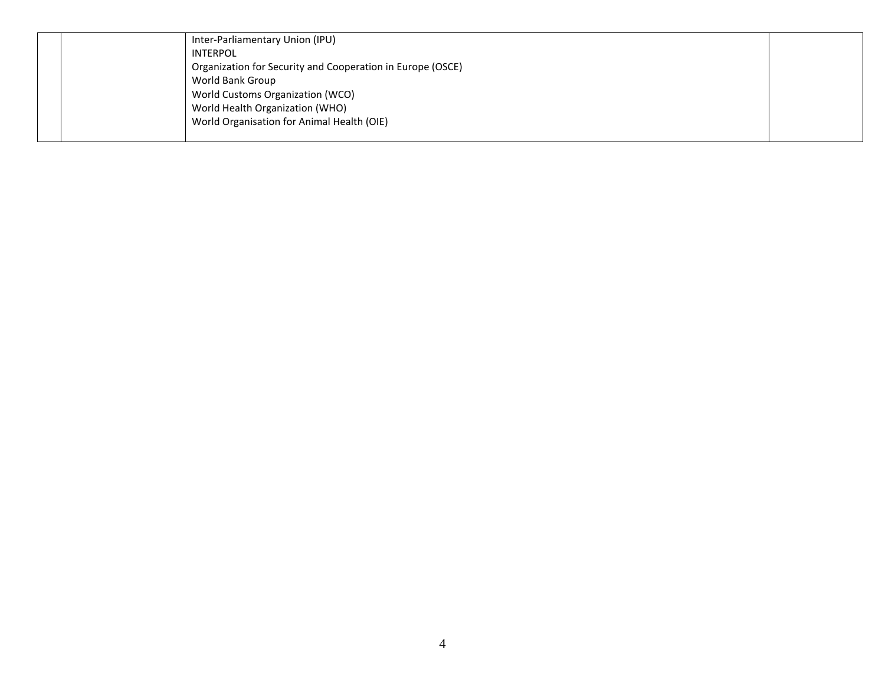|  |  |  |  |
|---|---|---|---|
|  |  | Inter-Parliamentary Union (IPU)<br>INTERPOL<br>Organization for Security and Cooperation in Europe (OSCE)<br>World Bank Group<br>World Customs Organization (WCO)<br>World Health Organization (WHO)<br>World Organisation for Animal Health (OIE) |  |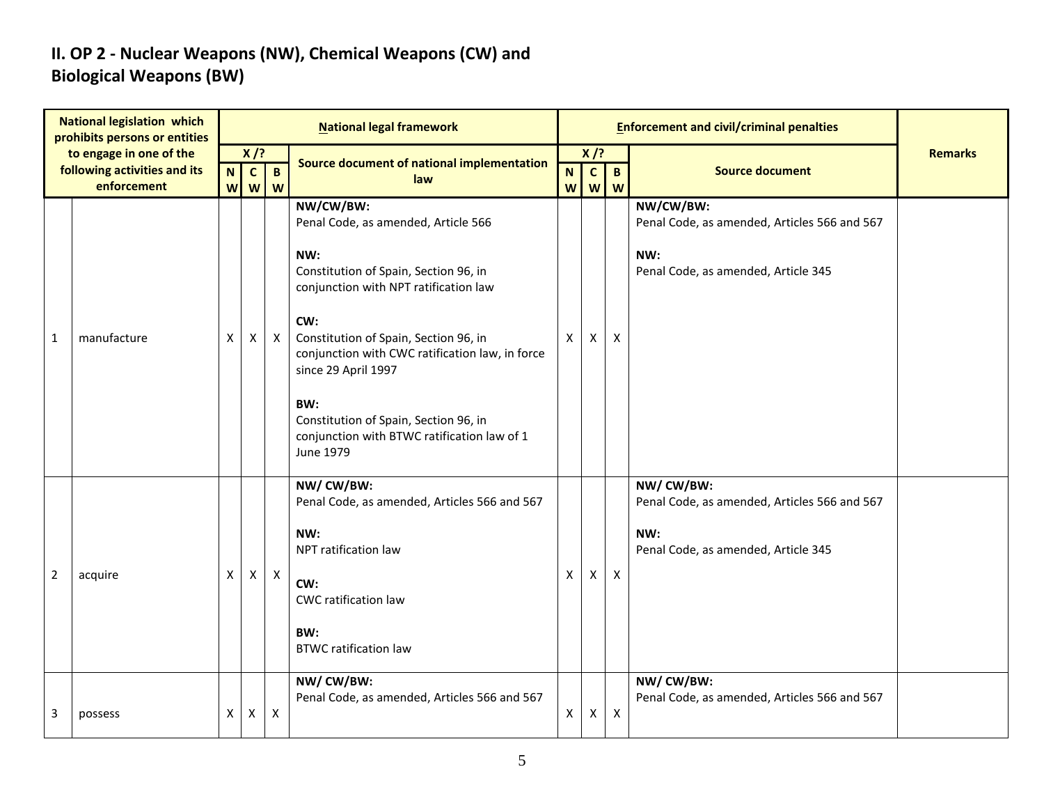## II. OP 2 - Nuclear Weapons (NW), Chemical Weapons (CW) and Biological Weapons (BW)

| National legislation which prohibits persons or entities to engage in one of the following activities and its enforcement | | National legal framework | | | | Enforcement and civil/criminal penalties | | | | Remarks |
|---|---|---|---|---|---|---|---|---|---|---|
| | | X /? | | | Source document of national implementation law | X /? | | | Source document | |
| | | NW | CW | BW | | NW | CW | BW | | |
| 1 | manufacture | X | X | X | **NW/CW/BW:**<br>Penal Code, as amended, Article 566<br><br>**NW:**<br>Constitution of Spain, Section 96, in conjunction with NPT ratification law<br><br>**CW:**<br>Constitution of Spain, Section 96, in conjunction with CWC ratification law, in force since 29 April 1997<br><br>**BW:**<br>Constitution of Spain, Section 96, in conjunction with BTWC ratification law of 1 June 1979 | X | X | X | **NW/CW/BW:**<br>Penal Code, as amended, Articles 566 and 567<br><br>**NW:**<br>Penal Code, as amended, Article 345 | |
| 2 | acquire | X | X | X | **NW/ CW/BW:**<br>Penal Code, as amended, Articles 566 and 567<br><br>**NW:**<br>NPT ratification law<br><br>**CW:**<br>CWC ratification law<br><br>**BW:**<br>BTWC ratification law | X | X | X | **NW/ CW/BW:**<br>Penal Code, as amended, Articles 566 and 567<br><br>**NW:**<br>Penal Code, as amended, Article 345 | |
| 3 | possess | X | X | X | **NW/ CW/BW:**<br>Penal Code, as amended, Articles 566 and 567 | X | X | X | **NW/ CW/BW:**<br>Penal Code, as amended, Articles 566 and 567 | |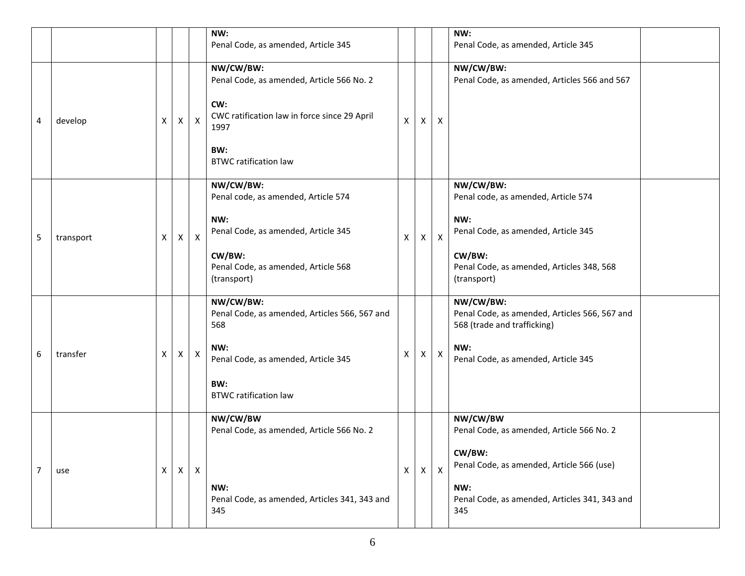| | | | | | | | | | | |
|---|---|---|---|---|---|---|---|---|---|---|
| | | | | | **NW:**<br>Penal Code, as amended, Article 345 | | | | **NW:**<br>Penal Code, as amended, Article 345 | |
| 4 | develop | X | X | X | **NW/CW/BW:**<br>Penal Code, as amended, Article 566 No. 2<br><br>**CW:**<br>CWC ratification law in force since 29 April 1997<br><br>**BW:**<br>BTWC ratification law | X | X | X | **NW/CW/BW:**<br>Penal Code, as amended, Articles 566 and 567 | |
| 5 | transport | X | X | X | **NW/CW/BW:**<br>Penal code, as amended, Article 574<br><br>**NW:**<br>Penal Code, as amended, Article 345<br><br>**CW/BW:**<br>Penal Code, as amended, Article 568 (transport) | X | X | X | **NW/CW/BW:**<br>Penal code, as amended, Article 574<br><br>**NW:**<br>Penal Code, as amended, Article 345<br><br>**CW/BW:**<br>Penal Code, as amended, Articles 348, 568 (transport) | |
| 6 | transfer | X | X | X | **NW/CW/BW:**<br>Penal Code, as amended, Articles 566, 567 and 568<br><br>**NW:**<br>Penal Code, as amended, Article 345<br><br>**BW:**<br>BTWC ratification law | X | X | X | **NW/CW/BW:**<br>Penal Code, as amended, Articles 566, 567 and 568 (trade and trafficking)<br><br>**NW:**<br>Penal Code, as amended, Article 345 | |
| 7 | use | X | X | X | **NW/CW/BW**<br>Penal Code, as amended, Article 566 No. 2<br><br>**NW:**<br>Penal Code, as amended, Articles 341, 343 and 345 | X | X | X | **NW/CW/BW**<br>Penal Code, as amended, Article 566 No. 2<br><br>**CW/BW:**<br>Penal Code, as amended, Article 566 (use)<br><br>**NW:**<br>Penal Code, as amended, Articles 341, 343 and 345 | |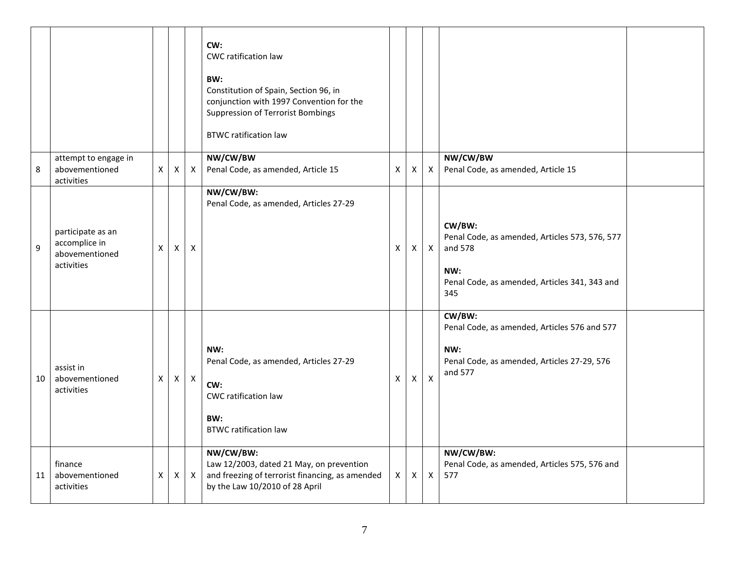| | | | | | | | | | | |
|---|---|---|---|---|---|---|---|---|---|---|
| | | | | | **CW:**<br>CWC ratification law<br><br>**BW:**<br>Constitution of Spain, Section 96, in conjunction with 1997 Convention for the Suppression of Terrorist Bombings<br><br>BTWC ratification law | | | | | |
| 8 | attempt to engage in abovementioned activities | X | X | X | **NW/CW/BW**<br>Penal Code, as amended, Article 15 | X | X | X | **NW/CW/BW**<br>Penal Code, as amended, Article 15 | |
| 9 | participate as an accomplice in abovementioned activities | X | X | X | **NW/CW/BW:**<br>Penal Code, as amended, Articles 27-29 | X | X | X | **CW/BW:**<br>Penal Code, as amended, Articles 573, 576, 577 and 578<br><br>**NW:**<br>Penal Code, as amended, Articles 341, 343 and 345 | |
| 10 | assist in abovementioned activities | X | X | X | **NW:**<br>Penal Code, as amended, Articles 27-29<br><br>**CW:**<br>CWC ratification law<br><br>**BW:**<br>BTWC ratification law | X | X | X | **CW/BW:**<br>Penal Code, as amended, Articles 576 and 577<br><br>**NW:**<br>Penal Code, as amended, Articles 27-29, 576 and 577 | |
| 11 | finance abovementioned activities | X | X | X | **NW/CW/BW:**<br>Law 12/2003, dated 21 May, on prevention and freezing of terrorist financing, as amended by the Law 10/2010 of 28 April | X | X | X | **NW/CW/BW:**<br>Penal Code, as amended, Articles 575, 576 and 577 | |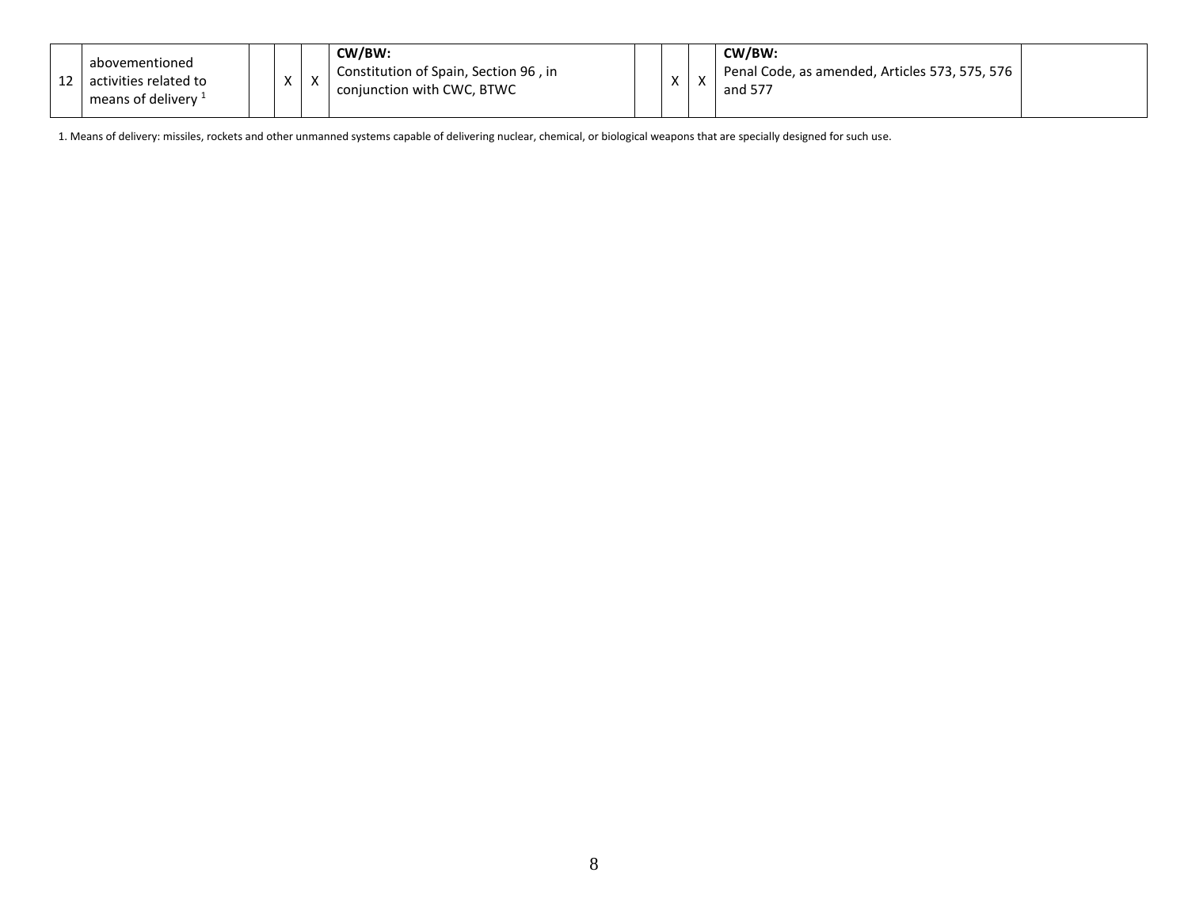| 12 | abovementioned activities related to means of delivery [1] | | X | X | **CW/BW:** Constitution of Spain, Section 96 , in conjunction with CWC, BTWC | | X | X | **CW/BW:** Penal Code, as amended, Articles 573, 575, 576 and 577 | |
|---|---|---|---|---|---|---|---|---|---|---|

1. Means of delivery: missiles, rockets and other unmanned systems capable of delivering nuclear, chemical, or biological weapons that are specially designed for such use.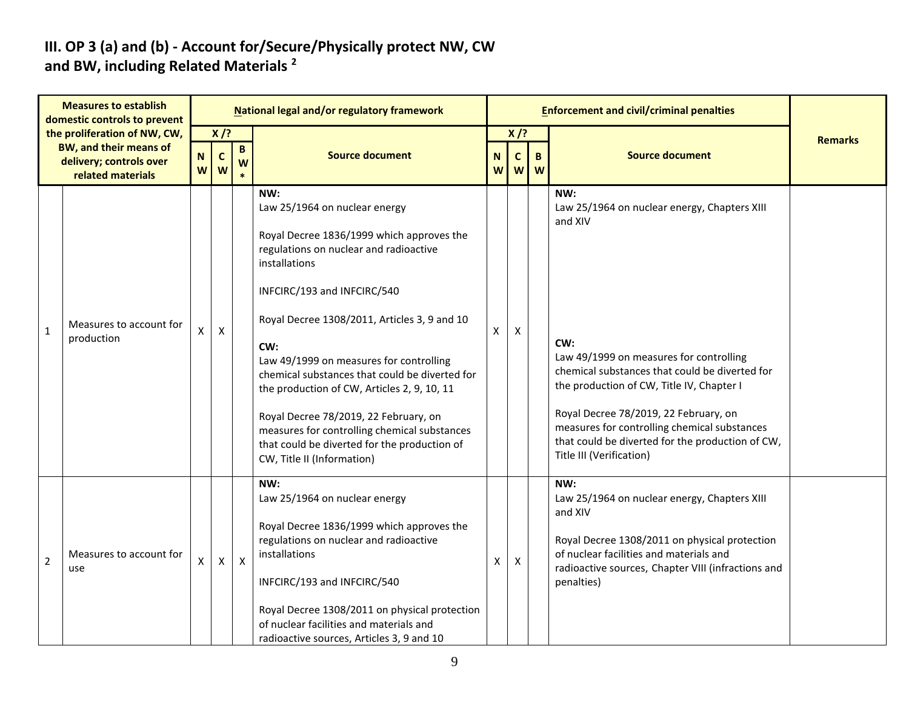## III. OP 3 (a) and (b) - Account for/Secure/Physically protect NW, CW and BW, including Related Materials [2]

| | Measures to establish domestic controls to prevent the proliferation of NW, CW, BW, and their means of delivery; controls over related materials | National legal and/or regulatory framework | | | | Enforcement and civil/criminal penalties | | | | Remarks |
|---|---|---|---|---|---|---|---|---|---|---|
| | | X /? | | | Source document | X /? | | | Source document | |
| | | NW | CW | BW* | | NW | CW | BW | | |
| 1 | Measures to account for production | X | X | | **NW:**<br>Law 25/1964 on nuclear energy<br><br>Royal Decree 1836/1999 which approves the regulations on nuclear and radioactive installations<br><br>INFCIRC/193 and INFCIRC/540<br><br>Royal Decree 1308/2011, Articles 3, 9 and 10<br><br>**CW:**<br>Law 49/1999 on measures for controlling chemical substances that could be diverted for the production of CW, Articles 2, 9, 10, 11<br><br>Royal Decree 78/2019, 22 February, on measures for controlling chemical substances that could be diverted for the production of CW, Title II (Information) | X | X | | **NW:**<br>Law 25/1964 on nuclear energy, Chapters XIII and XIV<br><br>**CW:**<br>Law 49/1999 on measures for controlling chemical substances that could be diverted for the production of CW, Title IV, Chapter I<br><br>Royal Decree 78/2019, 22 February, on measures for controlling chemical substances that could be diverted for the production of CW, Title III (Verification) | |
| 2 | Measures to account for use | X | X | X | **NW:**<br>Law 25/1964 on nuclear energy<br><br>Royal Decree 1836/1999 which approves the regulations on nuclear and radioactive installations<br><br>INFCIRC/193 and INFCIRC/540<br><br>Royal Decree 1308/2011 on physical protection of nuclear facilities and materials and radioactive sources, Articles 3, 9 and 10 | X | X | | **NW:**<br>Law 25/1964 on nuclear energy, Chapters XIII and XIV<br><br>Royal Decree 1308/2011 on physical protection of nuclear facilities and materials and radioactive sources, Chapter VIII (infractions and penalties) | |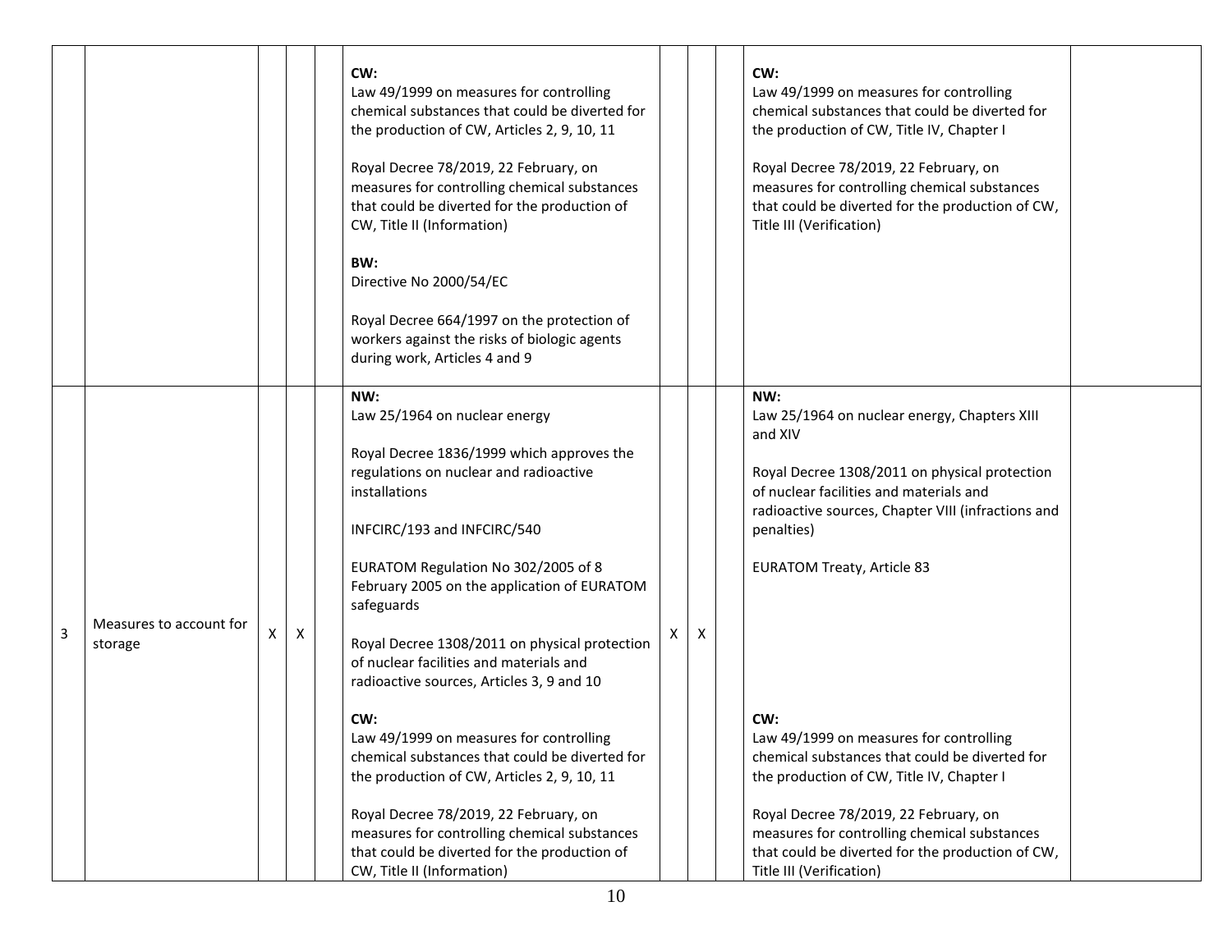| | | | | | | | | | | |
|---|---|---|---|---|---|---|---|---|---|---|
| | | | | | **CW:**<br>Law 49/1999 on measures for controlling chemical substances that could be diverted for the production of CW, Articles 2, 9, 10, 11<br><br>Royal Decree 78/2019, 22 February, on measures for controlling chemical substances that could be diverted for the production of CW, Title II (Information)<br><br>**BW:**<br>Directive No 2000/54/EC<br><br>Royal Decree 664/1997 on the protection of workers against the risks of biologic agents during work, Articles 4 and 9 | | | | **CW:**<br>Law 49/1999 on measures for controlling chemical substances that could be diverted for the production of CW, Title IV, Chapter I<br><br>Royal Decree 78/2019, 22 February, on measures for controlling chemical substances that could be diverted for the production of CW, Title III (Verification) | |
| 3 | Measures to account for storage | X | X | | **NW:**<br>Law 25/1964 on nuclear energy<br><br>Royal Decree 1836/1999 which approves the regulations on nuclear and radioactive installations<br><br>INFCIRC/193 and INFCIRC/540<br><br>EURATOM Regulation No 302/2005 of 8 February 2005 on the application of EURATOM safeguards<br><br>Royal Decree 1308/2011 on physical protection of nuclear facilities and materials and radioactive sources, Articles 3, 9 and 10<br><br>**CW:**<br>Law 49/1999 on measures for controlling chemical substances that could be diverted for the production of CW, Articles 2, 9, 10, 11<br><br>Royal Decree 78/2019, 22 February, on measures for controlling chemical substances that could be diverted for the production of CW, Title II (Information) | X | X | | **NW:**<br>Law 25/1964 on nuclear energy, Chapters XIII and XIV<br><br>Royal Decree 1308/2011 on physical protection of nuclear facilities and materials and radioactive sources, Chapter VIII (infractions and penalties)<br><br>EURATOM Treaty, Article 83<br><br>**CW:**<br>Law 49/1999 on measures for controlling chemical substances that could be diverted for the production of CW, Title IV, Chapter I<br><br>Royal Decree 78/2019, 22 February, on measures for controlling chemical substances that could be diverted for the production of CW, Title III (Verification) | |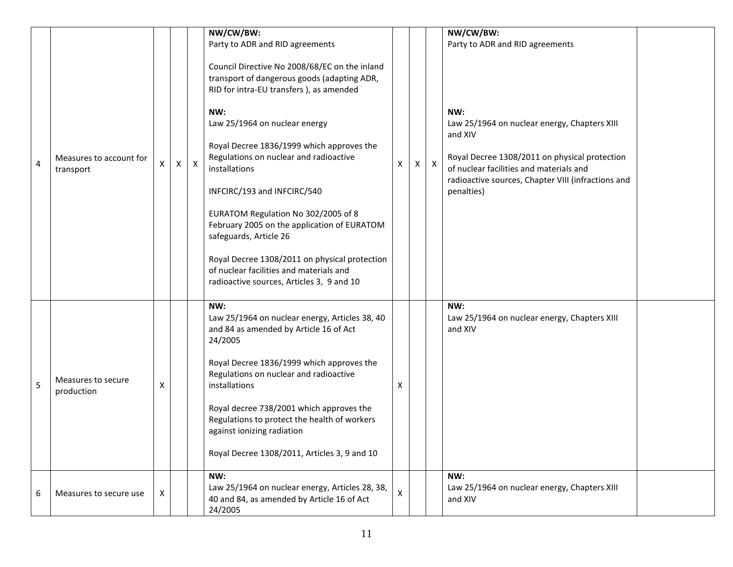| 4 | Measures to account for transport | X | X | X | **NW/CW/BW:**<br>Party to ADR and RID agreements<br><br>Council Directive No 2008/68/EC on the inland transport of dangerous goods (adapting ADR, RID for intra-EU transfers ), as amended<br><br>**NW:**<br>Law 25/1964 on nuclear energy<br><br>Royal Decree 1836/1999 which approves the Regulations on nuclear and radioactive installations<br><br>INFCIRC/193 and INFCIRC/540<br><br>EURATOM Regulation No 302/2005 of 8 February 2005 on the application of EURATOM safeguards, Article 26<br><br>Royal Decree 1308/2011 on physical protection of nuclear facilities and materials and radioactive sources, Articles 3, 9 and 10 | X | X | X | **NW/CW/BW:**<br>Party to ADR and RID agreements<br><br>**NW:**<br>Law 25/1964 on nuclear energy, Chapters XIII and XIV<br><br>Royal Decree 1308/2011 on physical protection of nuclear facilities and materials and radioactive sources, Chapter VIII (infractions and penalties) | |
|---|---|---|---|---|---|---|---|---|---|---|
| 5 | Measures to secure production | X | | | **NW:**<br>Law 25/1964 on nuclear energy, Articles 38, 40 and 84 as amended by Article 16 of Act 24/2005<br><br>Royal Decree 1836/1999 which approves the Regulations on nuclear and radioactive installations<br><br>Royal decree 738/2001 which approves the Regulations to protect the health of workers against ionizing radiation<br><br>Royal Decree 1308/2011, Articles 3, 9 and 10 | X | | | **NW:**<br>Law 25/1964 on nuclear energy, Chapters XIII and XIV | |
| 6 | Measures to secure use | X | | | **NW:**<br>Law 25/1964 on nuclear energy, Articles 28, 38, 40 and 84, as amended by Article 16 of Act 24/2005 | X | | | **NW:**<br>Law 25/1964 on nuclear energy, Chapters XIII and XIV | |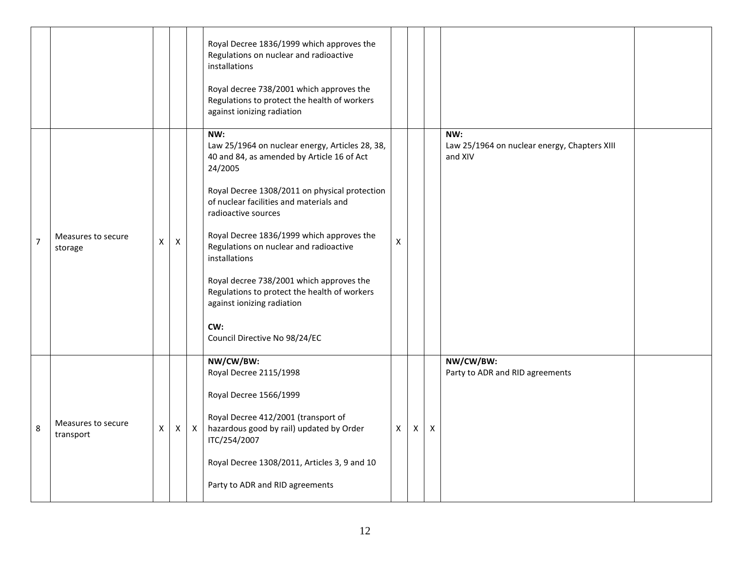| | | | | | | | | | | |
|---|---|---|---|---|---|---|---|---|---|---|
| | | | | | Royal Decree 1836/1999 which approves the Regulations on nuclear and radioactive installations<br><br>Royal decree 738/2001 which approves the Regulations to protect the health of workers against ionizing radiation | | | | | |
| 7 | Measures to secure storage | X | X | | **NW:**<br>Law 25/1964 on nuclear energy, Articles 28, 38, 40 and 84, as amended by Article 16 of Act 24/2005<br><br>Royal Decree 1308/2011 on physical protection of nuclear facilities and materials and radioactive sources<br><br>Royal Decree 1836/1999 which approves the Regulations on nuclear and radioactive installations<br><br>Royal decree 738/2001 which approves the Regulations to protect the health of workers against ionizing radiation<br><br>**CW:**<br>Council Directive No 98/24/EC | X | | | **NW:**<br>Law 25/1964 on nuclear energy, Chapters XIII and XIV | |
| 8 | Measures to secure transport | X | X | X | **NW/CW/BW:**<br>Royal Decree 2115/1998<br><br>Royal Decree 1566/1999<br><br>Royal Decree 412/2001 (transport of hazardous good by rail) updated by Order ITC/254/2007<br><br>Royal Decree 1308/2011, Articles 3, 9 and 10<br><br>Party to ADR and RID agreements | X | X | X | **NW/CW/BW:**<br>Party to ADR and RID agreements | |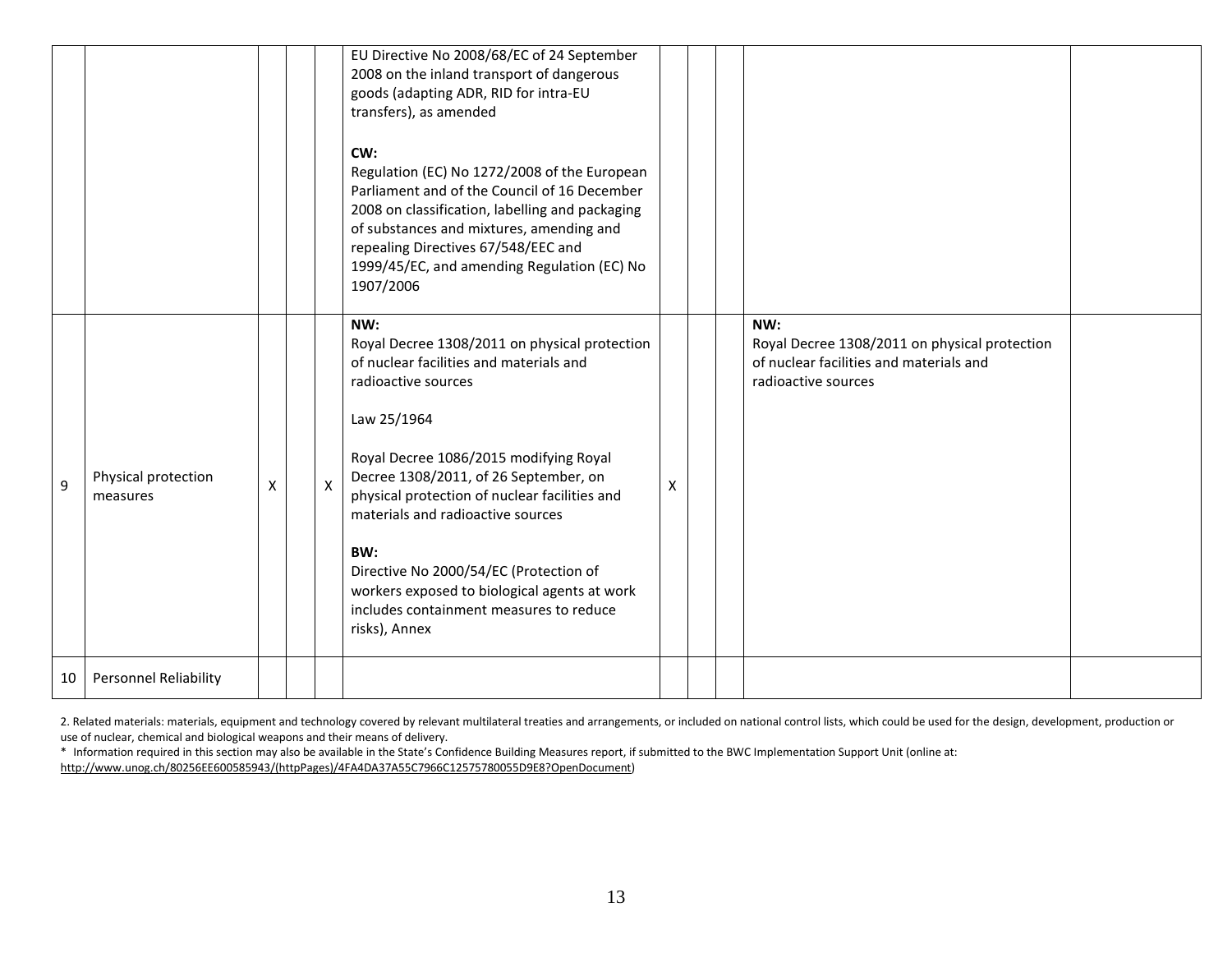| | | | | | | | | | | |
|---|---|---|---|---|---|---|---|---|---|---|
| | | | | | EU Directive No 2008/68/EC of 24 September 2008 on the inland transport of dangerous goods (adapting ADR, RID for intra-EU transfers), as amended<br><br>**CW:**<br>Regulation (EC) No 1272/2008 of the European Parliament and of the Council of 16 December 2008 on classification, labelling and packaging of substances and mixtures, amending and repealing Directives 67/548/EEC and 1999/45/EC, and amending Regulation (EC) No 1907/2006 | | | | | |
| 9 | Physical protection measures | X | | X | **NW:**<br>Royal Decree 1308/2011 on physical protection of nuclear facilities and materials and radioactive sources<br><br>Law 25/1964<br><br>Royal Decree 1086/2015 modifying Royal Decree 1308/2011, of 26 September, on physical protection of nuclear facilities and materials and radioactive sources<br><br>**BW:**<br>Directive No 2000/54/EC (Protection of workers exposed to biological agents at work includes containment measures to reduce risks), Annex | X | | | **NW:**<br>Royal Decree 1308/2011 on physical protection of nuclear facilities and materials and radioactive sources | |
| 10 | Personnel Reliability | | | | | | | | | |

2. Related materials: materials, equipment and technology covered by relevant multilateral treaties and arrangements, or included on national control lists, which could be used for the design, development, production or use of nuclear, chemical and biological weapons and their means of delivery.

\* Information required in this section may also be available in the State's Confidence Building Measures report, if submitted to the BWC Implementation Support Unit (online at: http://www.unog.ch/80256EE600585943/(httpPages)/4FA4DA37A55C7966C12575780055D9E8?OpenDocument)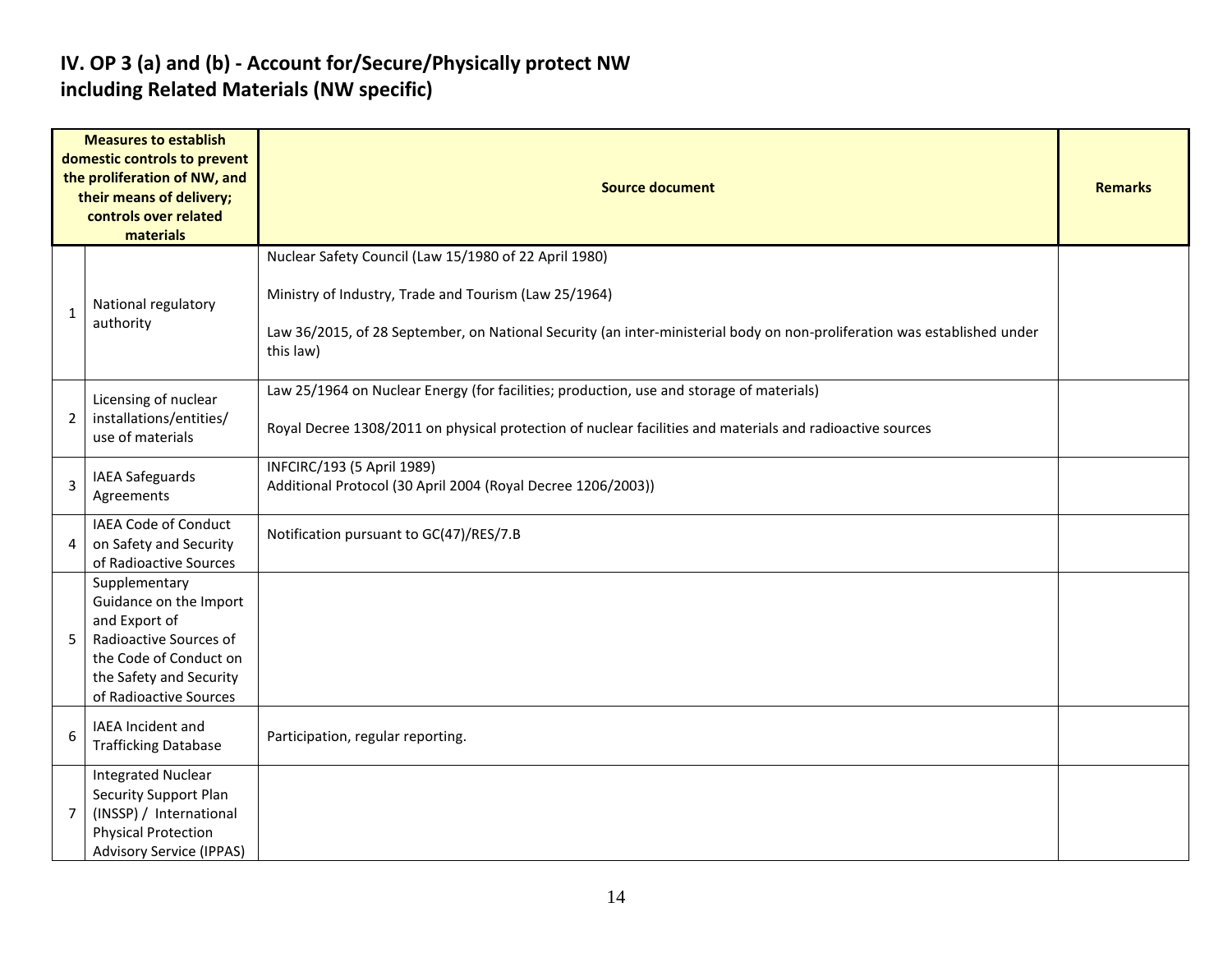## IV. OP 3 (a) and (b) - Account for/Secure/Physically protect NW including Related Materials (NW specific)

| | Measures to establish domestic controls to prevent the proliferation of NW, and their means of delivery; controls over related materials | Source document | Remarks |
|---|---|---|---|
| 1 | National regulatory authority | Nuclear Safety Council (Law 15/1980 of 22 April 1980)<br><br>Ministry of Industry, Trade and Tourism (Law 25/1964)<br><br>Law 36/2015, of 28 September, on National Security (an inter-ministerial body on non-proliferation was established under this law) | |
| 2 | Licensing of nuclear installations/entities/ use of materials | Law 25/1964 on Nuclear Energy (for facilities; production, use and storage of materials)<br><br>Royal Decree 1308/2011 on physical protection of nuclear facilities and materials and radioactive sources | |
| 3 | IAEA Safeguards Agreements | INFCIRC/193 (5 April 1989)<br>Additional Protocol (30 April 2004 (Royal Decree 1206/2003)) | |
| 4 | IAEA Code of Conduct on Safety and Security of Radioactive Sources | Notification pursuant to GC(47)/RES/7.B | |
| 5 | Supplementary Guidance on the Import and Export of Radioactive Sources of the Code of Conduct on the Safety and Security of Radioactive Sources | | |
| 6 | IAEA Incident and Trafficking Database | Participation, regular reporting. | |
| 7 | Integrated Nuclear Security Support Plan (INSSP) / International Physical Protection Advisory Service (IPPAS) | | |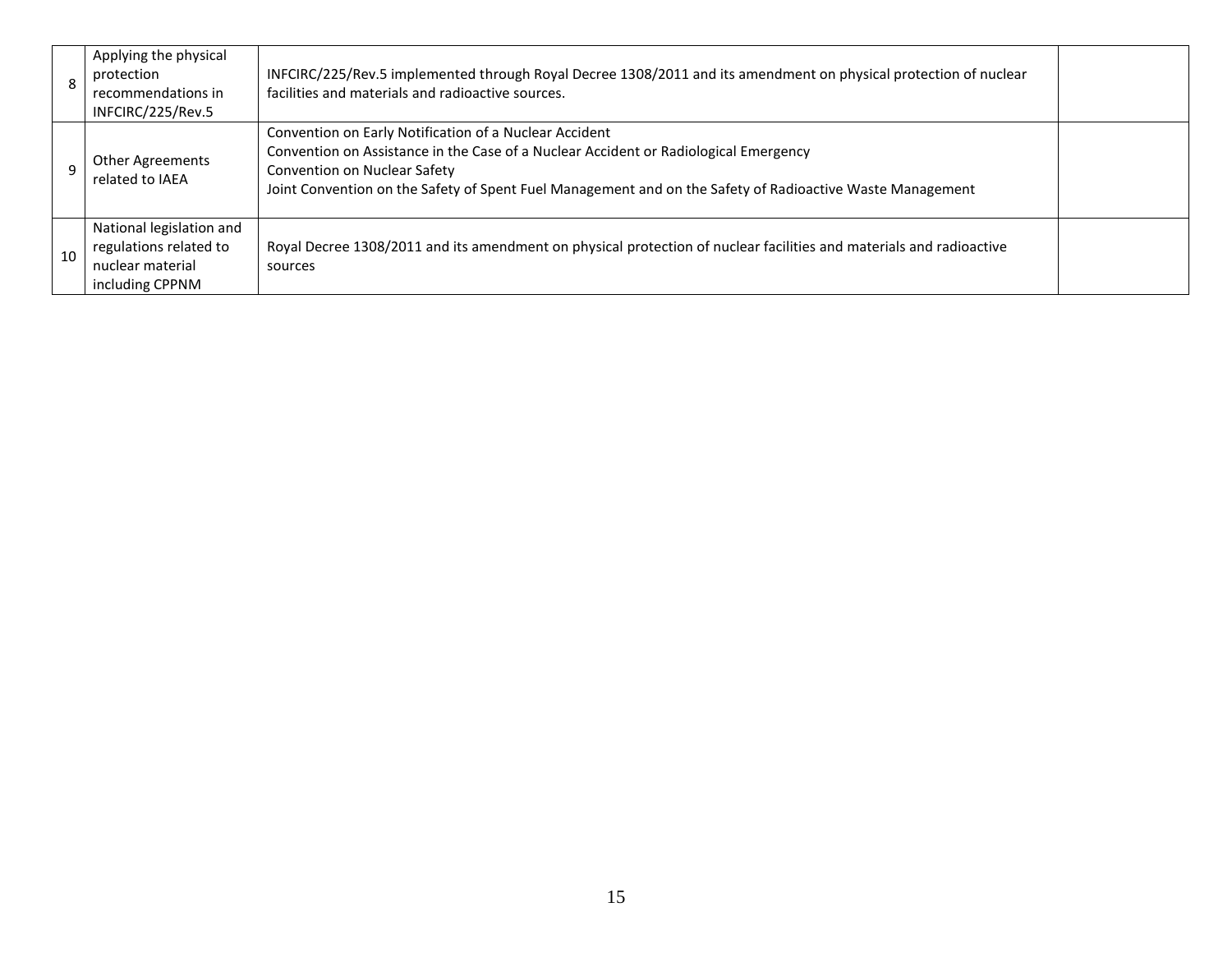| | | | |
|---|---|---|---|
| 8 | Applying the physical protection recommendations in INFCIRC/225/Rev.5 | INFCIRC/225/Rev.5 implemented through Royal Decree 1308/2011 and its amendment on physical protection of nuclear facilities and materials and radioactive sources. | |
| 9 | Other Agreements related to IAEA | Convention on Early Notification of a Nuclear Accident<br>Convention on Assistance in the Case of a Nuclear Accident or Radiological Emergency<br>Convention on Nuclear Safety<br>Joint Convention on the Safety of Spent Fuel Management and on the Safety of Radioactive Waste Management | |
| 10 | National legislation and regulations related to nuclear material including CPPNM | Royal Decree 1308/2011 and its amendment on physical protection of nuclear facilities and materials and radioactive sources | |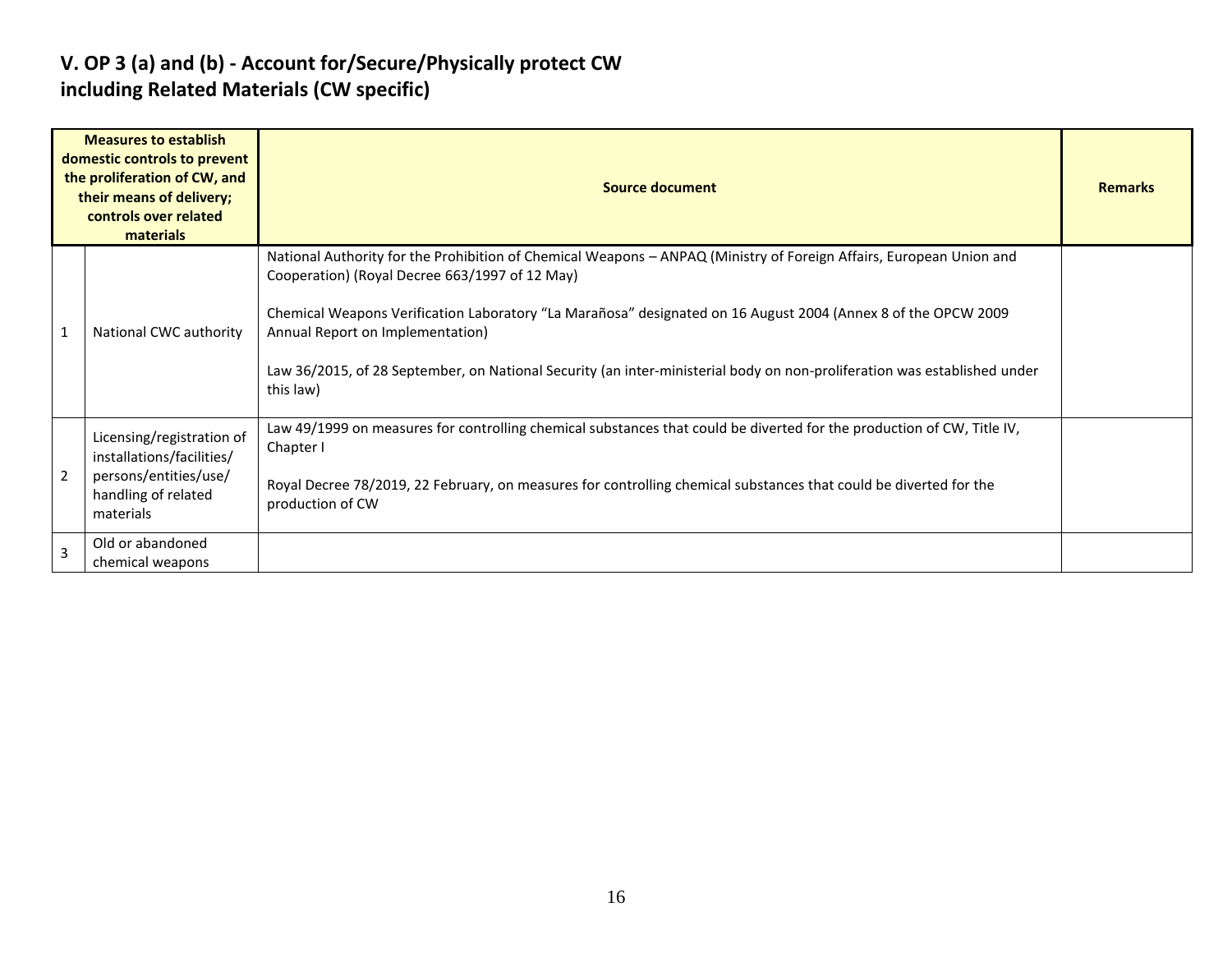## V. OP 3 (a) and (b) - Account for/Secure/Physically protect CW including Related Materials (CW specific)

| | Measures to establish domestic controls to prevent the proliferation of CW, and their means of delivery; controls over related materials | Source document | Remarks |
|---|---|---|---|
| 1 | National CWC authority | National Authority for the Prohibition of Chemical Weapons – ANPAQ (Ministry of Foreign Affairs, European Union and Cooperation) (Royal Decree 663/1997 of 12 May)<br><br>Chemical Weapons Verification Laboratory "La Marañosa" designated on 16 August 2004 (Annex 8 of the OPCW 2009 Annual Report on Implementation)<br><br>Law 36/2015, of 28 September, on National Security (an inter-ministerial body on non-proliferation was established under this law) | |
| 2 | Licensing/registration of installations/facilities/ persons/entities/use/ handling of related materials | Law 49/1999 on measures for controlling chemical substances that could be diverted for the production of CW, Title IV, Chapter I<br><br>Royal Decree 78/2019, 22 February, on measures for controlling chemical substances that could be diverted for the production of CW | |
| 3 | Old or abandoned chemical weapons | | |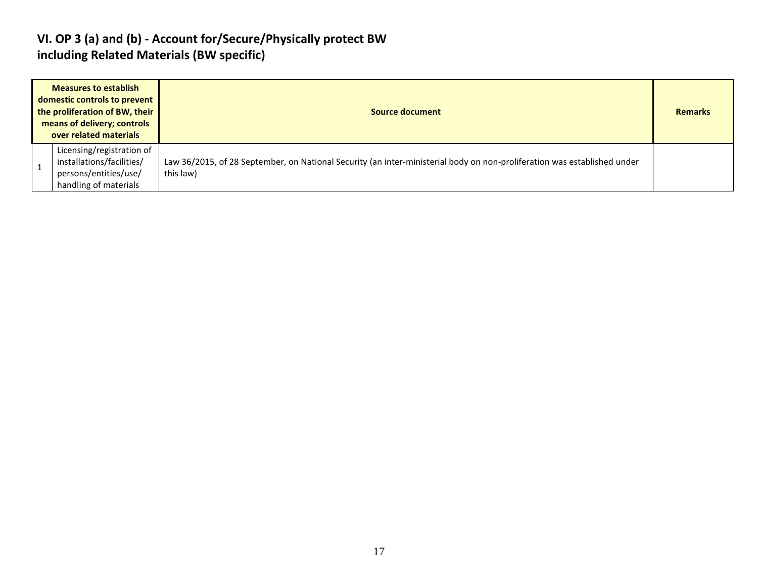## VI. OP 3 (a) and (b) - Account for/Secure/Physically protect BW including Related Materials (BW specific)

| Measures to establish domestic controls to prevent the proliferation of BW, their means of delivery; controls over related materials | | Source document | Remarks |
|---|---|---|---|
| 1 | Licensing/registration of installations/facilities/ persons/entities/use/ handling of materials | Law 36/2015, of 28 September, on National Security (an inter-ministerial body on non-proliferation was established under this law) | |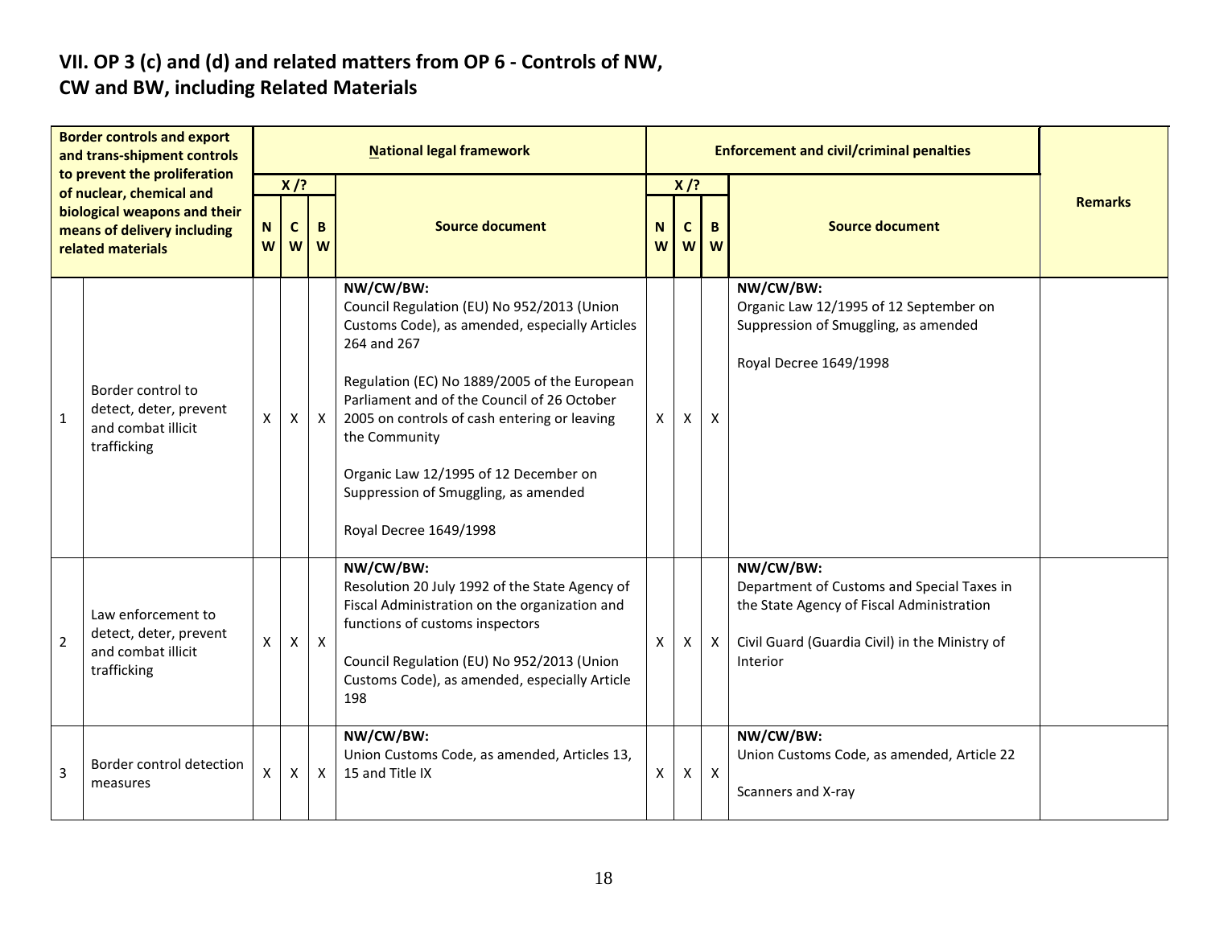## VII. OP 3 (c) and (d) and related matters from OP 6 - Controls of NW, CW and BW, including Related Materials

| Border controls and export and trans-shipment controls to prevent the proliferation of nuclear, chemical and biological weapons and their means of delivery including related materials | | National legal framework | | | | Enforcement and civil/criminal penalties | | | | Remarks |
|---|---|---|---|---|---|---|---|---|---|---|
| | | X /? | | | Source document | X /? | | | Source document | |
| | | NW | CW | BW | | NW | CW | BW | | |
| 1 | Border control to detect, deter, prevent and combat illicit trafficking | X | X | X | **NW/CW/BW:**<br>Council Regulation (EU) No 952/2013 (Union Customs Code), as amended, especially Articles 264 and 267<br><br>Regulation (EC) No 1889/2005 of the European Parliament and of the Council of 26 October 2005 on controls of cash entering or leaving the Community<br><br>Organic Law 12/1995 of 12 December on Suppression of Smuggling, as amended<br><br>Royal Decree 1649/1998 | X | X | X | **NW/CW/BW:**<br>Organic Law 12/1995 of 12 September on Suppression of Smuggling, as amended<br><br>Royal Decree 1649/1998 | |
| 2 | Law enforcement to detect, deter, prevent and combat illicit trafficking | X | X | X | **NW/CW/BW:**<br>Resolution 20 July 1992 of the State Agency of Fiscal Administration on the organization and functions of customs inspectors<br><br>Council Regulation (EU) No 952/2013 (Union Customs Code), as amended, especially Article 198 | X | X | X | **NW/CW/BW:**<br>Department of Customs and Special Taxes in the State Agency of Fiscal Administration<br><br>Civil Guard (Guardia Civil) in the Ministry of Interior | |
| 3 | Border control detection measures | X | X | X | **NW/CW/BW:**<br>Union Customs Code, as amended, Articles 13, 15 and Title IX | X | X | X | **NW/CW/BW:**<br>Union Customs Code, as amended, Article 22<br><br>Scanners and X-ray | |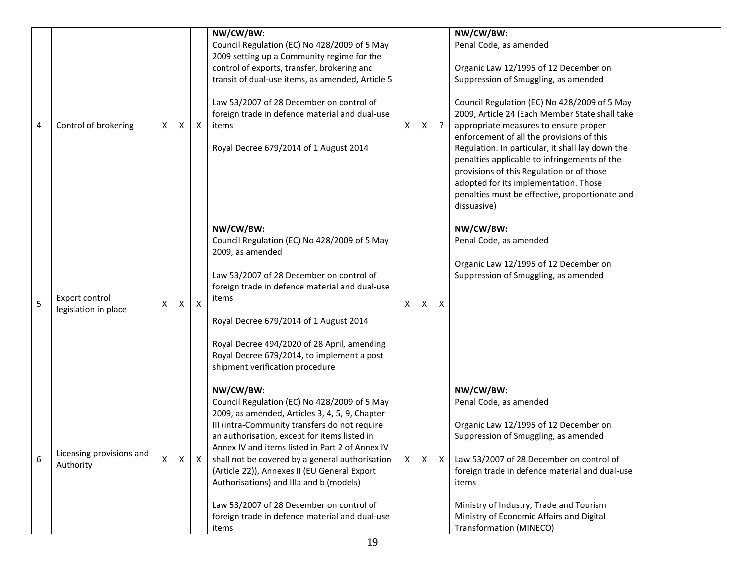| 4 | Control of brokering | X | X | X | **NW/CW/BW:**<br>Council Regulation (EC) No 428/2009 of 5 May 2009 setting up a Community regime for the control of exports, transfer, brokering and transit of dual-use items, as amended, Article 5<br><br>Law 53/2007 of 28 December on control of foreign trade in defence material and dual-use items<br><br>Royal Decree 679/2014 of 1 August 2014 | X | X | ? | **NW/CW/BW:**<br>Penal Code, as amended<br><br>Organic Law 12/1995 of 12 December on Suppression of Smuggling, as amended<br><br>Council Regulation (EC) No 428/2009 of 5 May 2009, Article 24 (Each Member State shall take appropriate measures to ensure proper enforcement of all the provisions of this Regulation. In particular, it shall lay down the penalties applicable to infringements of the provisions of this Regulation or of those adopted for its implementation. Those penalties must be effective, proportionate and dissuasive) | |
|---|---|---|---|---|---|---|---|---|---|---|
| 5 | Export control legislation in place | X | X | X | **NW/CW/BW:**<br>Council Regulation (EC) No 428/2009 of 5 May 2009, as amended<br><br>Law 53/2007 of 28 December on control of foreign trade in defence material and dual-use items<br><br>Royal Decree 679/2014 of 1 August 2014<br><br>Royal Decree 494/2020 of 28 April, amending Royal Decree 679/2014, to implement a post shipment verification procedure | X | X | X | **NW/CW/BW:**<br>Penal Code, as amended<br><br>Organic Law 12/1995 of 12 December on Suppression of Smuggling, as amended | |
| 6 | Licensing provisions and Authority | X | X | X | **NW/CW/BW:**<br>Council Regulation (EC) No 428/2009 of 5 May 2009, as amended, Articles 3, 4, 5, 9, Chapter III (intra-Community transfers do not require an authorisation, except for items listed in Annex IV and items listed in Part 2 of Annex IV shall not be covered by a general authorisation (Article 22)), Annexes II (EU General Export Authorisations) and IIIa and b (models)<br><br>Law 53/2007 of 28 December on control of foreign trade in defence material and dual-use items | X | X | X | **NW/CW/BW:**<br>Penal Code, as amended<br><br>Organic Law 12/1995 of 12 December on Suppression of Smuggling, as amended<br><br>Law 53/2007 of 28 December on control of foreign trade in defence material and dual-use items<br><br>Ministry of Industry, Trade and Tourism<br>Ministry of Economic Affairs and Digital Transformation (MINECO) | |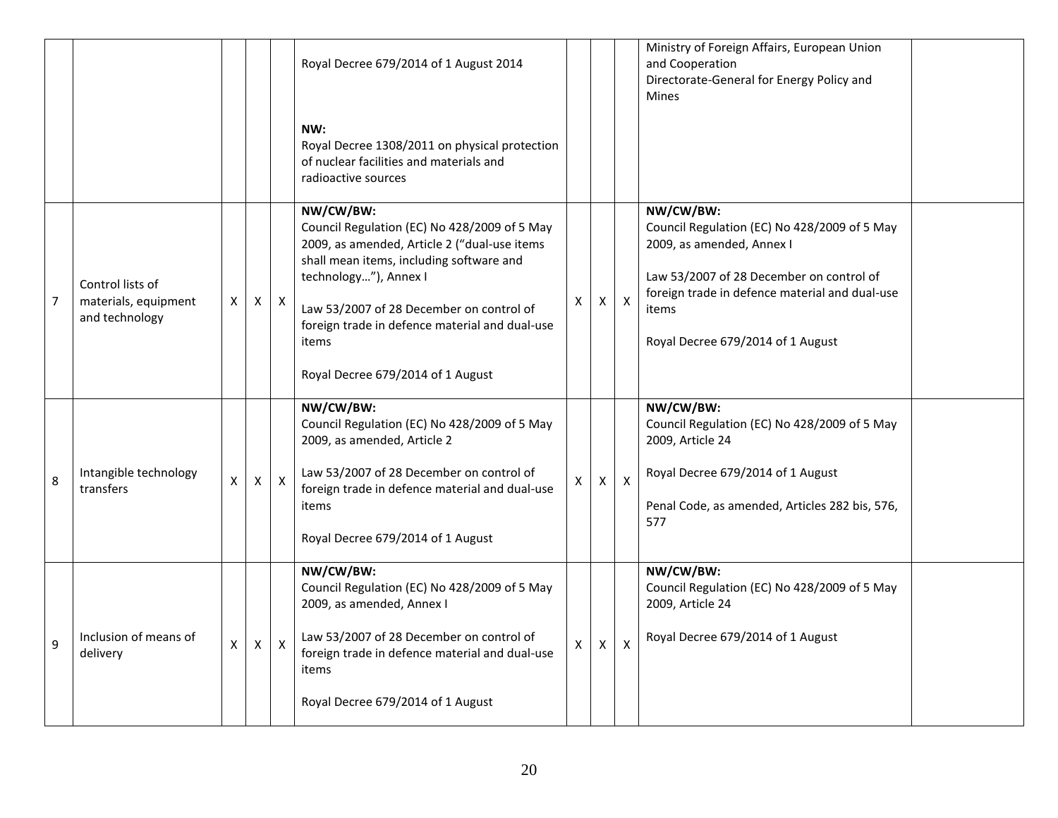| | | | | | | | | | | |
|---|---|---|---|---|---|---|---|---|---|---|
| | | | | | Royal Decree 679/2014 of 1 August 2014<br><br>**NW:**<br>Royal Decree 1308/2011 on physical protection of nuclear facilities and materials and radioactive sources | | | | Ministry of Foreign Affairs, European Union and Cooperation<br>Directorate-General for Energy Policy and Mines | |
| 7 | Control lists of materials, equipment and technology | X | X | X | **NW/CW/BW:**<br>Council Regulation (EC) No 428/2009 of 5 May 2009, as amended, Article 2 ("dual-use items shall mean items, including software and technology…"), Annex I<br><br>Law 53/2007 of 28 December on control of foreign trade in defence material and dual-use items<br><br>Royal Decree 679/2014 of 1 August | X | X | X | **NW/CW/BW:**<br>Council Regulation (EC) No 428/2009 of 5 May 2009, as amended, Annex I<br><br>Law 53/2007 of 28 December on control of foreign trade in defence material and dual-use items<br><br>Royal Decree 679/2014 of 1 August | |
| 8 | Intangible technology transfers | X | X | X | **NW/CW/BW:**<br>Council Regulation (EC) No 428/2009 of 5 May 2009, as amended, Article 2<br><br>Law 53/2007 of 28 December on control of foreign trade in defence material and dual-use items<br><br>Royal Decree 679/2014 of 1 August | X | X | X | **NW/CW/BW:**<br>Council Regulation (EC) No 428/2009 of 5 May 2009, Article 24<br><br>Royal Decree 679/2014 of 1 August<br><br>Penal Code, as amended, Articles 282 bis, 576, 577 | |
| 9 | Inclusion of means of delivery | X | X | X | **NW/CW/BW:**<br>Council Regulation (EC) No 428/2009 of 5 May 2009, as amended, Annex I<br><br>Law 53/2007 of 28 December on control of foreign trade in defence material and dual-use items<br><br>Royal Decree 679/2014 of 1 August | X | X | X | **NW/CW/BW:**<br>Council Regulation (EC) No 428/2009 of 5 May 2009, Article 24<br><br>Royal Decree 679/2014 of 1 August | |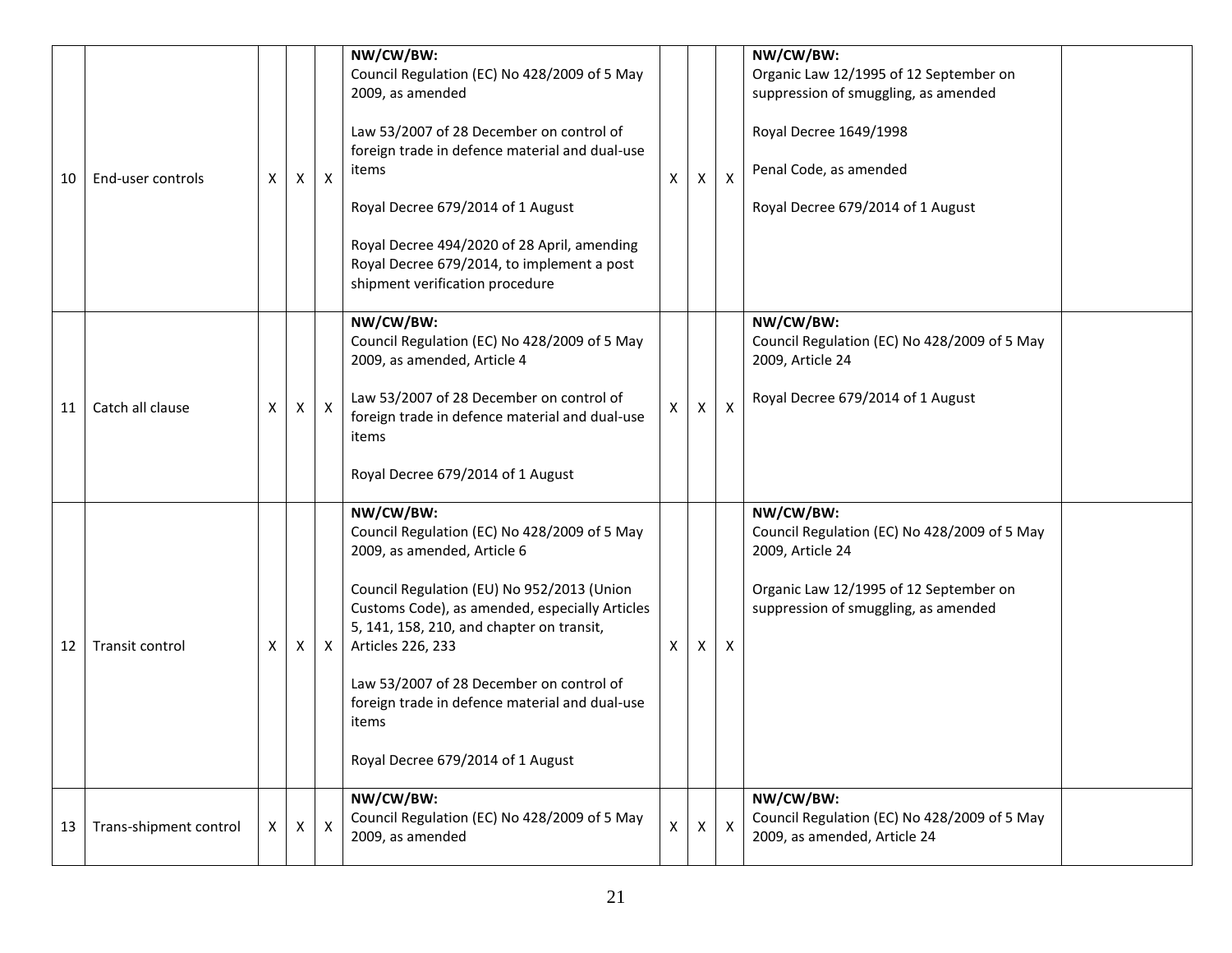| 10 | End-user controls | X | X | X | **NW/CW/BW:**<br>Council Regulation (EC) No 428/2009 of 5 May 2009, as amended<br><br>Law 53/2007 of 28 December on control of foreign trade in defence material and dual-use items<br><br>Royal Decree 679/2014 of 1 August<br><br>Royal Decree 494/2020 of 28 April, amending Royal Decree 679/2014, to implement a post shipment verification procedure | X | X | X | **NW/CW/BW:**<br>Organic Law 12/1995 of 12 September on suppression of smuggling, as amended<br><br>Royal Decree 1649/1998<br><br>Penal Code, as amended<br><br>Royal Decree 679/2014 of 1 August | |
|---|---|---|---|---|---|---|---|---|---|---|
| 11 | Catch all clause | X | X | X | **NW/CW/BW:**<br>Council Regulation (EC) No 428/2009 of 5 May 2009, as amended, Article 4<br><br>Law 53/2007 of 28 December on control of foreign trade in defence material and dual-use items<br><br>Royal Decree 679/2014 of 1 August | X | X | X | **NW/CW/BW:**<br>Council Regulation (EC) No 428/2009 of 5 May 2009, Article 24<br><br>Royal Decree 679/2014 of 1 August | |
| 12 | Transit control | X | X | X | **NW/CW/BW:**<br>Council Regulation (EC) No 428/2009 of 5 May 2009, as amended, Article 6<br><br>Council Regulation (EU) No 952/2013 (Union Customs Code), as amended, especially Articles 5, 141, 158, 210, and chapter on transit, Articles 226, 233<br><br>Law 53/2007 of 28 December on control of foreign trade in defence material and dual-use items<br><br>Royal Decree 679/2014 of 1 August | X | X | X | **NW/CW/BW:**<br>Council Regulation (EC) No 428/2009 of 5 May 2009, Article 24<br><br>Organic Law 12/1995 of 12 September on suppression of smuggling, as amended | |
| 13 | Trans-shipment control | X | X | X | **NW/CW/BW:**<br>Council Regulation (EC) No 428/2009 of 5 May 2009, as amended | X | X | X | **NW/CW/BW:**<br>Council Regulation (EC) No 428/2009 of 5 May 2009, as amended, Article 24 | |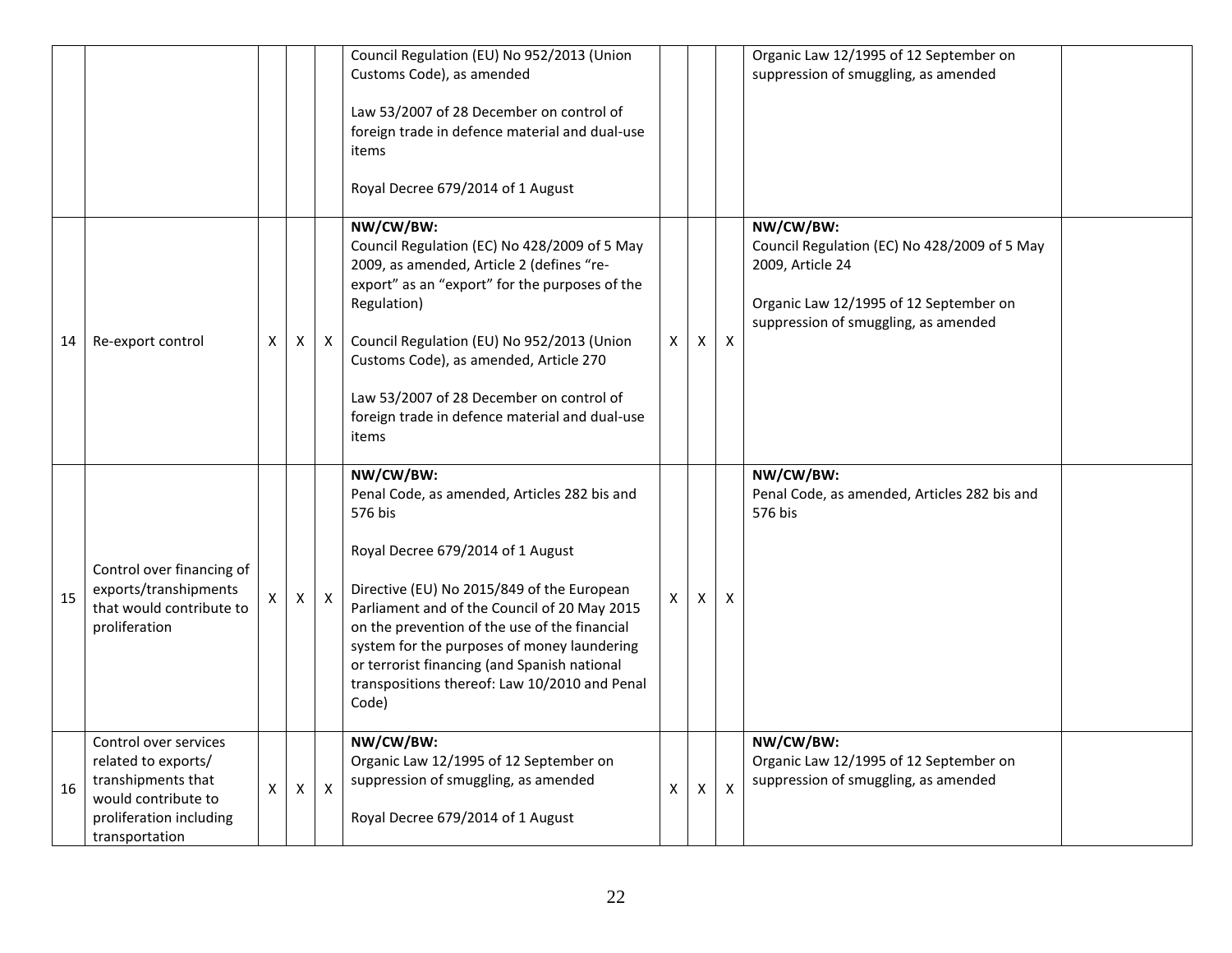| | | | | | | | | | | |
|---|---|---|---|---|---|---|---|---|---|---|
| | | | | | Council Regulation (EU) No 952/2013 (Union Customs Code), as amended<br><br>Law 53/2007 of 28 December on control of foreign trade in defence material and dual-use items<br><br>Royal Decree 679/2014 of 1 August | | | | Organic Law 12/1995 of 12 September on suppression of smuggling, as amended | |
| 14 | Re-export control | X | X | X | **NW/CW/BW:**<br>Council Regulation (EC) No 428/2009 of 5 May 2009, as amended, Article 2 (defines "re-export" as an "export" for the purposes of the Regulation)<br><br>Council Regulation (EU) No 952/2013 (Union Customs Code), as amended, Article 270<br><br>Law 53/2007 of 28 December on control of foreign trade in defence material and dual-use items | X | X | X | **NW/CW/BW:**<br>Council Regulation (EC) No 428/2009 of 5 May 2009, Article 24<br><br>Organic Law 12/1995 of 12 September on suppression of smuggling, as amended | |
| 15 | Control over financing of exports/transhipments that would contribute to proliferation | X | X | X | **NW/CW/BW:**<br>Penal Code, as amended, Articles 282 bis and 576 bis<br><br>Royal Decree 679/2014 of 1 August<br><br>Directive (EU) No 2015/849 of the European Parliament and of the Council of 20 May 2015 on the prevention of the use of the financial system for the purposes of money laundering or terrorist financing (and Spanish national transpositions thereof: Law 10/2010 and Penal Code) | X | X | X | **NW/CW/BW:**<br>Penal Code, as amended, Articles 282 bis and 576 bis | |
| 16 | Control over services related to exports/ transhipments that would contribute to proliferation including transportation | X | X | X | **NW/CW/BW:**<br>Organic Law 12/1995 of 12 September on suppression of smuggling, as amended<br><br>Royal Decree 679/2014 of 1 August | X | X | X | **NW/CW/BW:**<br>Organic Law 12/1995 of 12 September on suppression of smuggling, as amended | |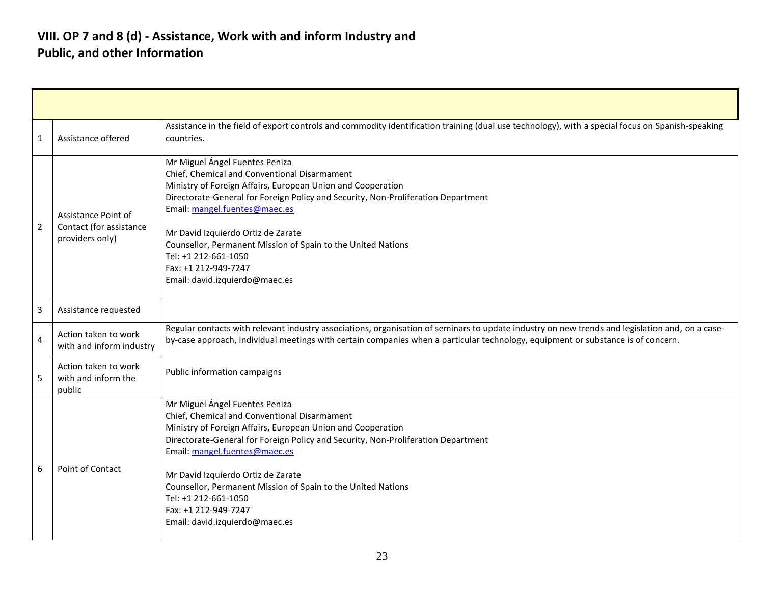# VIII. OP 7 and 8 (d) - Assistance, Work with and inform Industry and Public, and other Information

| | | |
|---|---|---|
| 1 | Assistance offered | Assistance in the field of export controls and commodity identification training (dual use technology), with a special focus on Spanish-speaking countries. |
| 2 | Assistance Point of Contact (for assistance providers only) | Mr Miguel Ángel Fuentes Peniza<br>Chief, Chemical and Conventional Disarmament<br>Ministry of Foreign Affairs, European Union and Cooperation<br>Directorate-General for Foreign Policy and Security, Non-Proliferation Department<br>Email: mangel.fuentes@maec.es<br><br>Mr David Izquierdo Ortiz de Zarate<br>Counsellor, Permanent Mission of Spain to the United Nations<br>Tel: +1 212-661-1050<br>Fax: +1 212-949-7247<br>Email: david.izquierdo@maec.es |
| 3 | Assistance requested | |
| 4 | Action taken to work with and inform industry | Regular contacts with relevant industry associations, organisation of seminars to update industry on new trends and legislation and, on a case-by-case approach, individual meetings with certain companies when a particular technology, equipment or substance is of concern. |
| 5 | Action taken to work with and inform the public | Public information campaigns |
| 6 | Point of Contact | Mr Miguel Ángel Fuentes Peniza<br>Chief, Chemical and Conventional Disarmament<br>Ministry of Foreign Affairs, European Union and Cooperation<br>Directorate-General for Foreign Policy and Security, Non-Proliferation Department<br>Email: mangel.fuentes@maec.es<br><br>Mr David Izquierdo Ortiz de Zarate<br>Counsellor, Permanent Mission of Spain to the United Nations<br>Tel: +1 212-661-1050<br>Fax: +1 212-949-7247<br>Email: david.izquierdo@maec.es |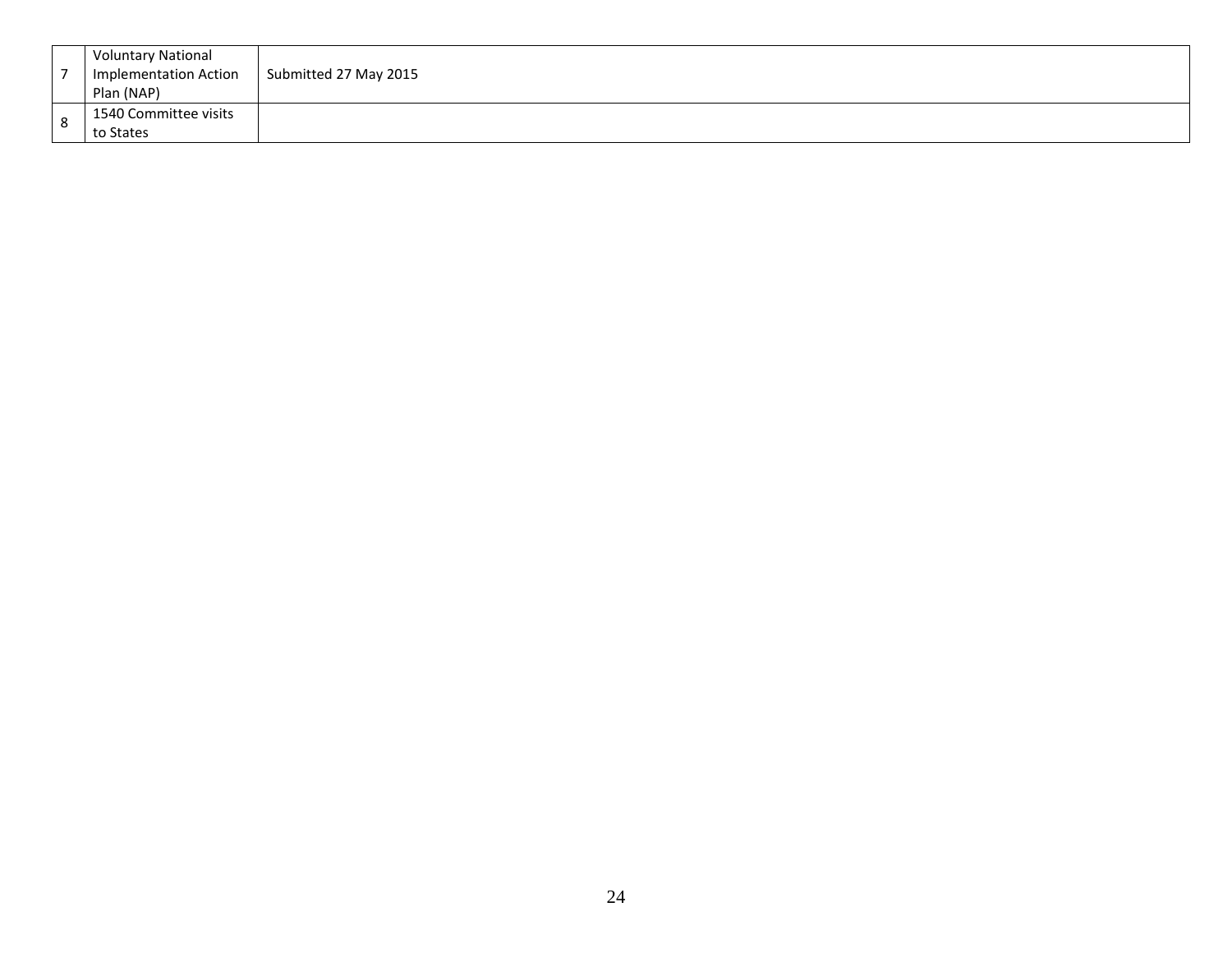| | | |
|---|---|---|
| 7 | Voluntary National Implementation Action Plan (NAP) | Submitted 27 May 2015 |
| 8 | 1540 Committee visits to States | |